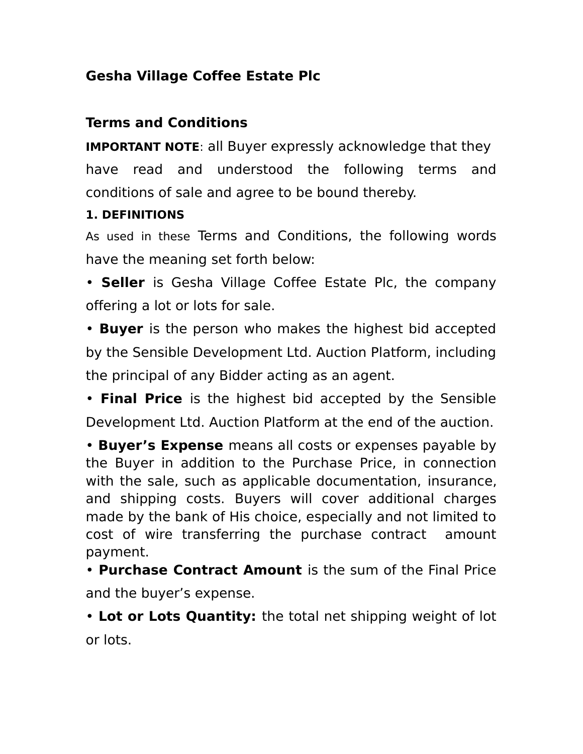**Gesha Village Coffee Estate Plc**

## Terms and Conditions

**IMPORTANT NOTE**: all Buyer expressly acknowledge that they have read and understood the following terms and conditions of sale and agree to be bound thereby.

**1. DEFINITIONS**

As used in these Terms and Conditions, the following words have the meaning set forth below:

- **Seller** is Gesha Village Coffee Estate Plc, the company offering a lot or lots for sale.
- **Buyer** is the person who makes the highest bid accepted by the Sensible Development Ltd. Auction Platform, including the principal of any Bidder acting as an agent.
- **Final Price** is the highest bid accepted by the Sensible Development Ltd. Auction Platform at the end of the auction.
- **Buyer's Expense** means all costs or expenses payable by the Buyer in addition to the Purchase Price, in connection with the sale, such as applicable documentation, insurance, and shipping costs. Buyers will cover additional charges made by the bank of His choice, especially and not limited to cost of wire transferring the purchase contract amount payment.
- **Purchase Contract Amount** is the sum of the Final Price and the buyer's expense.
- **Lot or Lots Quantity:** the total net shipping weight of lot or lots.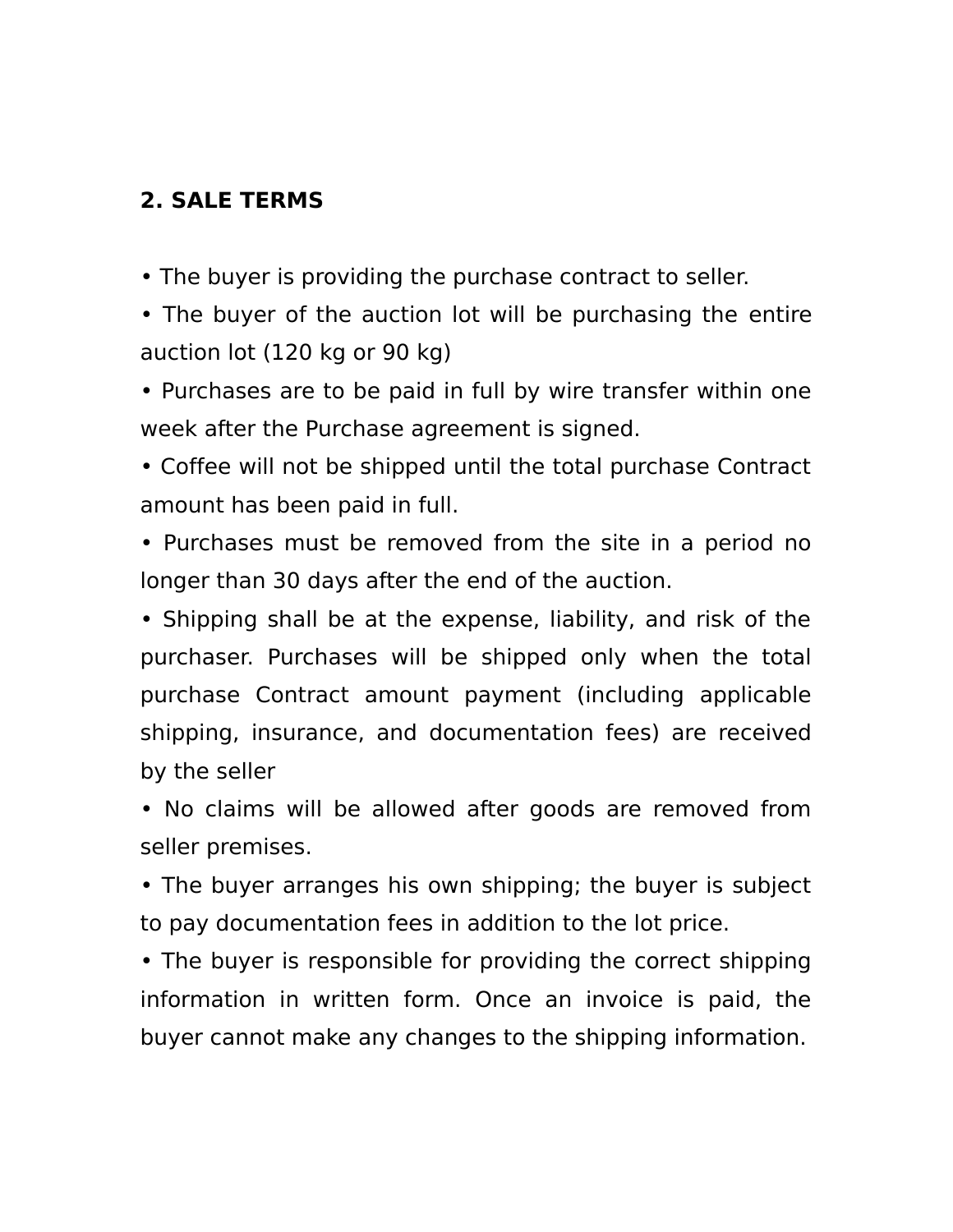## 2. SALE TERMS

- The buyer is providing the purchase contract to seller.
- The buyer of the auction lot will be purchasing the entire auction lot (120 kg or 90 kg)
- Purchases are to be paid in full by wire transfer within one week after the Purchase agreement is signed.
- Coffee will not be shipped until the total purchase Contract amount has been paid in full.
- Purchases must be removed from the site in a period no longer than 30 days after the end of the auction.
- Shipping shall be at the expense, liability, and risk of the purchaser. Purchases will be shipped only when the total purchase Contract amount payment (including applicable shipping, insurance, and documentation fees) are received by the seller
- No claims will be allowed after goods are removed from seller premises.
- The buyer arranges his own shipping; the buyer is subject to pay documentation fees in addition to the lot price.
- The buyer is responsible for providing the correct shipping information in written form. Once an invoice is paid, the buyer cannot make any changes to the shipping information.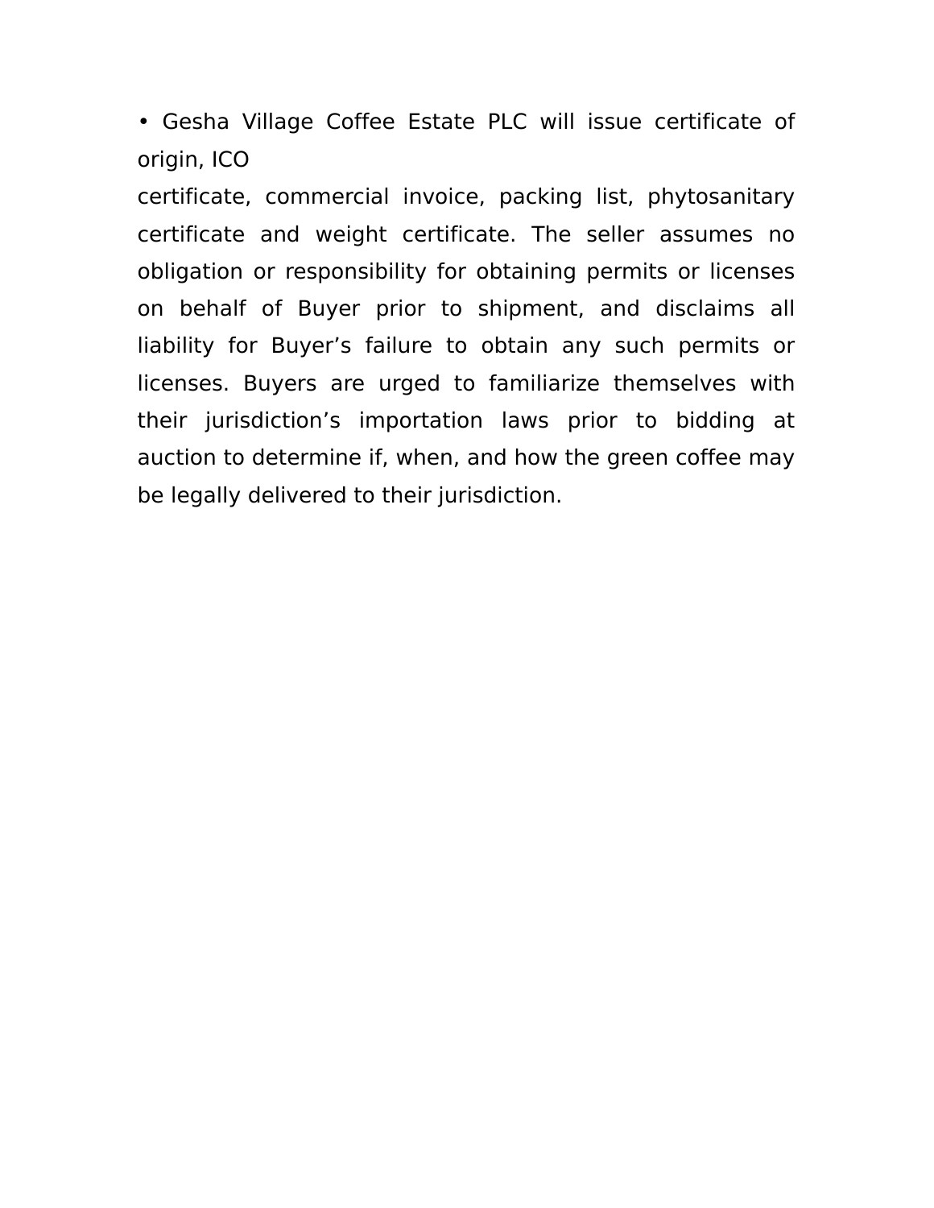- Gesha Village Coffee Estate PLC will issue certificate of origin, ICO certificate, commercial invoice, packing list, phytosanitary certificate and weight certificate. The seller assumes no obligation or responsibility for obtaining permits or licenses on behalf of Buyer prior to shipment, and disclaims all liability for Buyer's failure to obtain any such permits or licenses. Buyers are urged to familiarize themselves with their jurisdiction's importation laws prior to bidding at auction to determine if, when, and how the green coffee may be legally delivered to their jurisdiction.